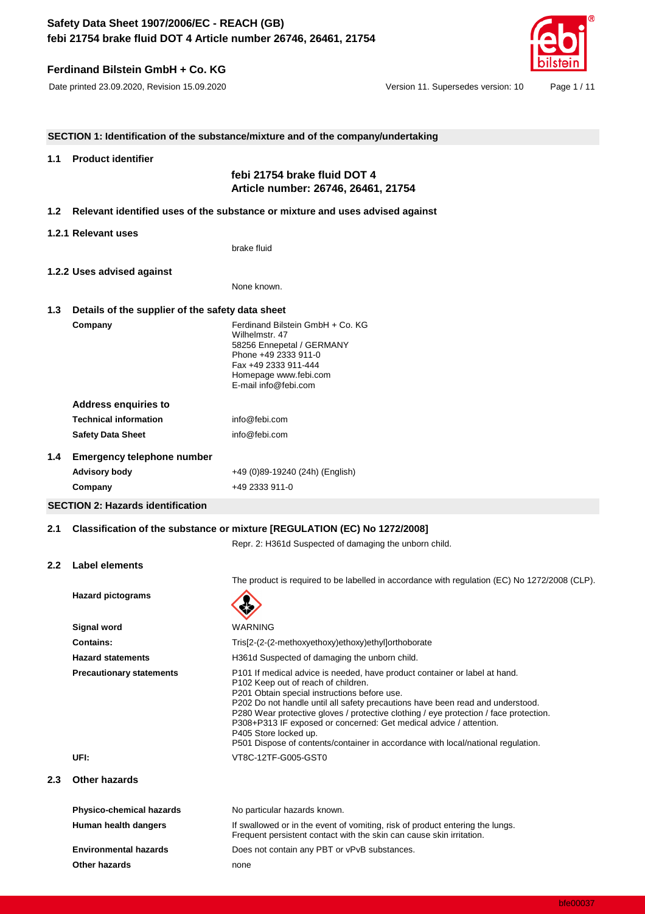## SECTION 1: Identification of the substance/mixture and of the company/undertaking

### 1.1 Product identifier

**febi 21754 brake fluid DOT 4**
**Article number: 26746, 26461, 21754**

### 1.2 Relevant identified uses of the substance or mixture and uses advised against

#### 1.2.1 Relevant uses

brake fluid

#### 1.2.2 Uses advised against

None known.

### 1.3 Details of the supplier of the safety data sheet

**Company**

Ferdinand Bilstein GmbH + Co. KG
Wilhelmstr. 47
58256 Ennepetal / GERMANY
Phone +49 2333 911-0
Fax +49 2333 911-444
Homepage www.febi.com
E-mail info@febi.com

**Address enquiries to**

| | |
|---|---|
| **Technical information** | info@febi.com |
| **Safety Data Sheet** | info@febi.com |

### 1.4 Emergency telephone number

| | |
|---|---|
| **Advisory body** | +49 (0)89-19240 (24h) (English) |
| **Company** | +49 2333 911-0 |

## SECTION 2: Hazards identification

### 2.1 Classification of the substance or mixture [REGULATION (EC) No 1272/2008]

Repr. 2: H361d Suspected of damaging the unborn child.

### 2.2 Label elements

The product is required to be labelled in accordance with regulation (EC) No 1272/2008 (CLP).

**Hazard pictograms**

**Signal word**: WARNING

**Contains:** Tris[2-(2-(2-methoxyethoxy)ethoxy)ethyl]orthoborate

**Hazard statements**: H361d Suspected of damaging the unborn child.

**Precautionary statements**:
P101 If medical advice is needed, have product container or label at hand.
P102 Keep out of reach of children.
P201 Obtain special instructions before use.
P202 Do not handle until all safety precautions have been read and understood.
P280 Wear protective gloves / protective clothing / eye protection / face protection.
P308+P313 IF exposed or concerned: Get medical advice / attention.
P405 Store locked up.
P501 Dispose of contents/container in accordance with local/national regulation.

**UFI:** VT8C-12TF-G005-GST0

### 2.3 Other hazards

| | |
|---|---|
| **Physico-chemical hazards** | No particular hazards known. |
| **Human health dangers** | If swallowed or in the event of vomiting, risk of product entering the lungs. Frequent persistent contact with the skin can cause skin irritation. |
| **Environmental hazards** | Does not contain any PBT or vPvB substances. |
| **Other hazards** | none |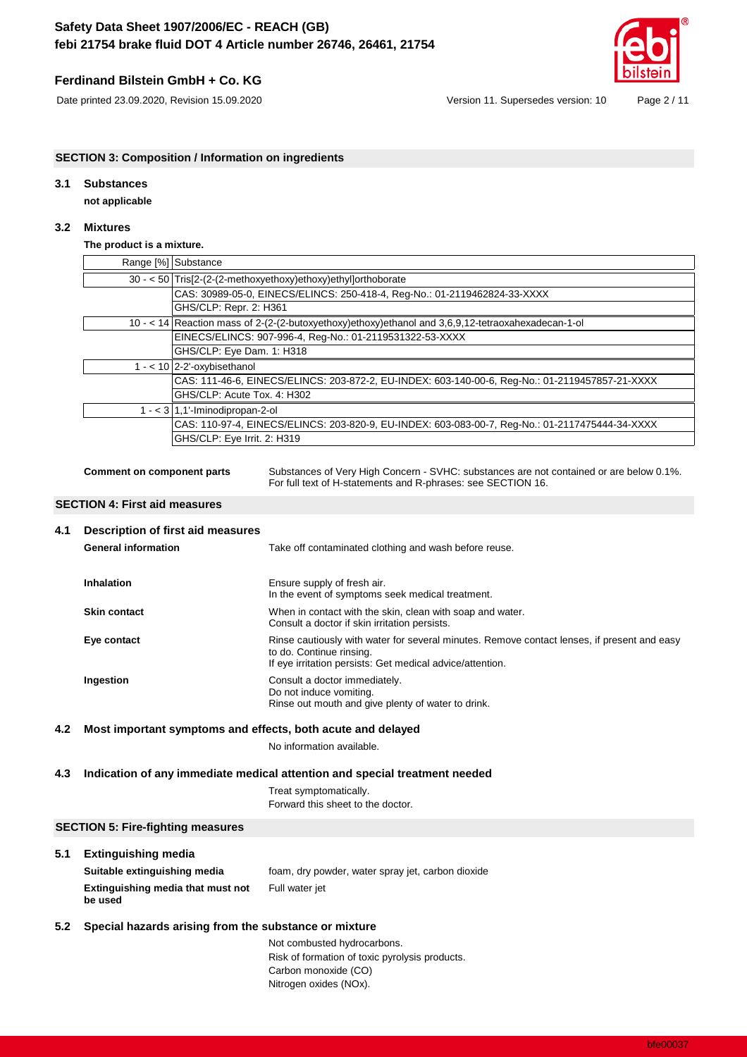## SECTION 3: Composition / Information on ingredients

### 3.1 Substances

**not applicable**

### 3.2 Mixtures

**The product is a mixture.**

| Range [%] | Substance |
|---|---|
| 30 - < 50 | Tris[2-(2-(2-methoxyethoxy)ethoxy)ethyl]orthoborate |
| | CAS: 30989-05-0, EINECS/ELINCS: 250-418-4, Reg-No.: 01-2119462824-33-XXXX |
| | GHS/CLP: Repr. 2: H361 |
| 10 - < 14 | Reaction mass of 2-(2-(2-butoxyethoxy)ethoxy)ethanol and 3,6,9,12-tetraoxahexadecan-1-ol |
| | EINECS/ELINCS: 907-996-4, Reg-No.: 01-2119531322-53-XXXX |
| | GHS/CLP: Eye Dam. 1: H318 |
| 1 - < 10 | 2-2'-oxybisethanol |
| | CAS: 111-46-6, EINECS/ELINCS: 203-872-2, EU-INDEX: 603-140-00-6, Reg-No.: 01-2119457857-21-XXXX |
| | GHS/CLP: Acute Tox. 4: H302 |
| 1 - < 3 | 1,1'-Iminodipropan-2-ol |
| | CAS: 110-97-4, EINECS/ELINCS: 203-820-9, EU-INDEX: 603-083-00-7, Reg-No.: 01-2117475444-34-XXXX |
| | GHS/CLP: Eye Irrit. 2: H319 |

**Comment on component parts**

Substances of Very High Concern - SVHC: substances are not contained or are below 0.1%.
For full text of H-statements and R-phrases: see SECTION 16.

## SECTION 4: First aid measures

### 4.1 Description of first aid measures

**General information**

Take off contaminated clothing and wash before reuse.

**Inhalation**

Ensure supply of fresh air.
In the event of symptoms seek medical treatment.

**Skin contact**

When in contact with the skin, clean with soap and water.
Consult a doctor if skin irritation persists.

**Eye contact**

Rinse cautiously with water for several minutes. Remove contact lenses, if present and easy to do. Continue rinsing.
If eye irritation persists: Get medical advice/attention.

**Ingestion**

Consult a doctor immediately.
Do not induce vomiting.
Rinse out mouth and give plenty of water to drink.

### 4.2 Most important symptoms and effects, both acute and delayed

No information available.

### 4.3 Indication of any immediate medical attention and special treatment needed

Treat symptomatically.
Forward this sheet to the doctor.

## SECTION 5: Fire-fighting measures

### 5.1 Extinguishing media

**Suitable extinguishing media**

foam, dry powder, water spray jet, carbon dioxide

**Extinguishing media that must not be used**

Full water jet

### 5.2 Special hazards arising from the substance or mixture

Not combusted hydrocarbons.
Risk of formation of toxic pyrolysis products.
Carbon monoxide (CO)
Nitrogen oxides (NOx).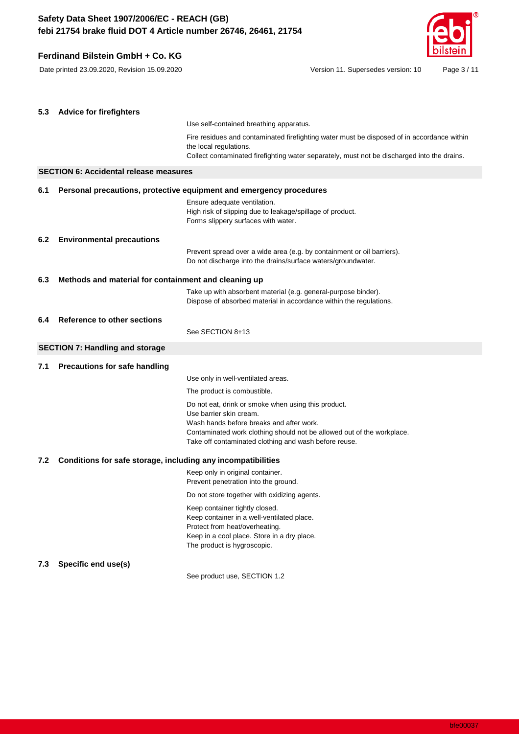### 5.3 Advice for firefighters

Use self-contained breathing apparatus.

Fire residues and contaminated firefighting water must be disposed of in accordance within the local regulations.
Collect contaminated firefighting water separately, must not be discharged into the drains.

## SECTION 6: Accidental release measures

### 6.1 Personal precautions, protective equipment and emergency procedures

Ensure adequate ventilation.
High risk of slipping due to leakage/spillage of product.
Forms slippery surfaces with water.

### 6.2 Environmental precautions

Prevent spread over a wide area (e.g. by containment or oil barriers).
Do not discharge into the drains/surface waters/groundwater.

### 6.3 Methods and material for containment and cleaning up

Take up with absorbent material (e.g. general-purpose binder).
Dispose of absorbed material in accordance within the regulations.

### 6.4 Reference to other sections

See SECTION 8+13

## SECTION 7: Handling and storage

### 7.1 Precautions for safe handling

Use only in well-ventilated areas.

The product is combustible.

Do not eat, drink or smoke when using this product.
Use barrier skin cream.
Wash hands before breaks and after work.
Contaminated work clothing should not be allowed out of the workplace.
Take off contaminated clothing and wash before reuse.

### 7.2 Conditions for safe storage, including any incompatibilities

Keep only in original container.
Prevent penetration into the ground.

Do not store together with oxidizing agents.

Keep container tightly closed.
Keep container in a well-ventilated place.
Protect from heat/overheating.
Keep in a cool place. Store in a dry place.
The product is hygroscopic.

### 7.3 Specific end use(s)

See product use, SECTION 1.2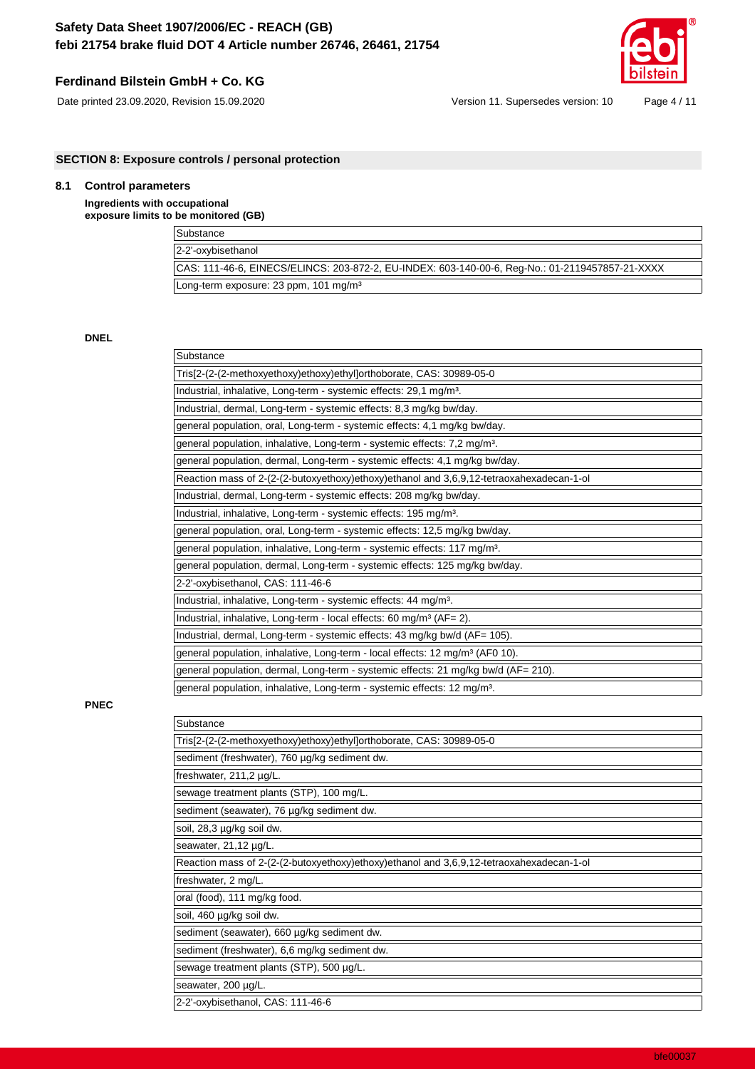## SECTION 8: Exposure controls / personal protection

### 8.1 Control parameters

**Ingredients with occupational exposure limits to be monitored (GB)**

| Substance |
|---|
| 2-2'-oxybisethanol |
| CAS: 111-46-6, EINECS/ELINCS: 203-872-2, EU-INDEX: 603-140-00-6, Reg-No.: 01-2119457857-21-XXXX |
| Long-term exposure: 23 ppm, 101 mg/m³ |

**DNEL**

| Substance |
|---|
| Tris[2-(2-(2-methoxyethoxy)ethoxy)ethyl]orthoborate, CAS: 30989-05-0 |
| Industrial, inhalative, Long-term - systemic effects: 29,1 mg/m³. |
| Industrial, dermal, Long-term - systemic effects: 8,3 mg/kg bw/day. |
| general population, oral, Long-term - systemic effects: 4,1 mg/kg bw/day. |
| general population, inhalative, Long-term - systemic effects: 7,2 mg/m³. |
| general population, dermal, Long-term - systemic effects: 4,1 mg/kg bw/day. |
| Reaction mass of 2-(2-(2-butoxyethoxy)ethoxy)ethanol and 3,6,9,12-tetraoxahexadecan-1-ol |
| Industrial, dermal, Long-term - systemic effects: 208 mg/kg bw/day. |
| Industrial, inhalative, Long-term - systemic effects: 195 mg/m³. |
| general population, oral, Long-term - systemic effects: 12,5 mg/kg bw/day. |
| general population, inhalative, Long-term - systemic effects: 117 mg/m³. |
| general population, dermal, Long-term - systemic effects: 125 mg/kg bw/day. |
| 2-2'-oxybisethanol, CAS: 111-46-6 |
| Industrial, inhalative, Long-term - systemic effects: 44 mg/m³. |
| Industrial, inhalative, Long-term - local effects: 60 mg/m³ (AF= 2). |
| Industrial, dermal, Long-term - systemic effects: 43 mg/kg bw/d (AF= 105). |
| general population, inhalative, Long-term - local effects: 12 mg/m³ (AF0 10). |
| general population, dermal, Long-term - systemic effects: 21 mg/kg bw/d (AF= 210). |
| general population, inhalative, Long-term - systemic effects: 12 mg/m³. |

**PNEC**

| Substance |
|---|
| Tris[2-(2-(2-methoxyethoxy)ethoxy)ethyl]orthoborate, CAS: 30989-05-0 |
| sediment (freshwater), 760 µg/kg sediment dw. |
| freshwater, 211,2 µg/L. |
| sewage treatment plants (STP), 100 mg/L. |
| sediment (seawater), 76 µg/kg sediment dw. |
| soil, 28,3 µg/kg soil dw. |
| seawater, 21,12 µg/L. |
| Reaction mass of 2-(2-(2-butoxyethoxy)ethoxy)ethanol and 3,6,9,12-tetraoxahexadecan-1-ol |
| freshwater, 2 mg/L. |
| oral (food), 111 mg/kg food. |
| soil, 460 µg/kg soil dw. |
| sediment (seawater), 660 µg/kg sediment dw. |
| sediment (freshwater), 6,6 mg/kg sediment dw. |
| sewage treatment plants (STP), 500 µg/L. |
| seawater, 200 µg/L. |
| 2-2'-oxybisethanol, CAS: 111-46-6 |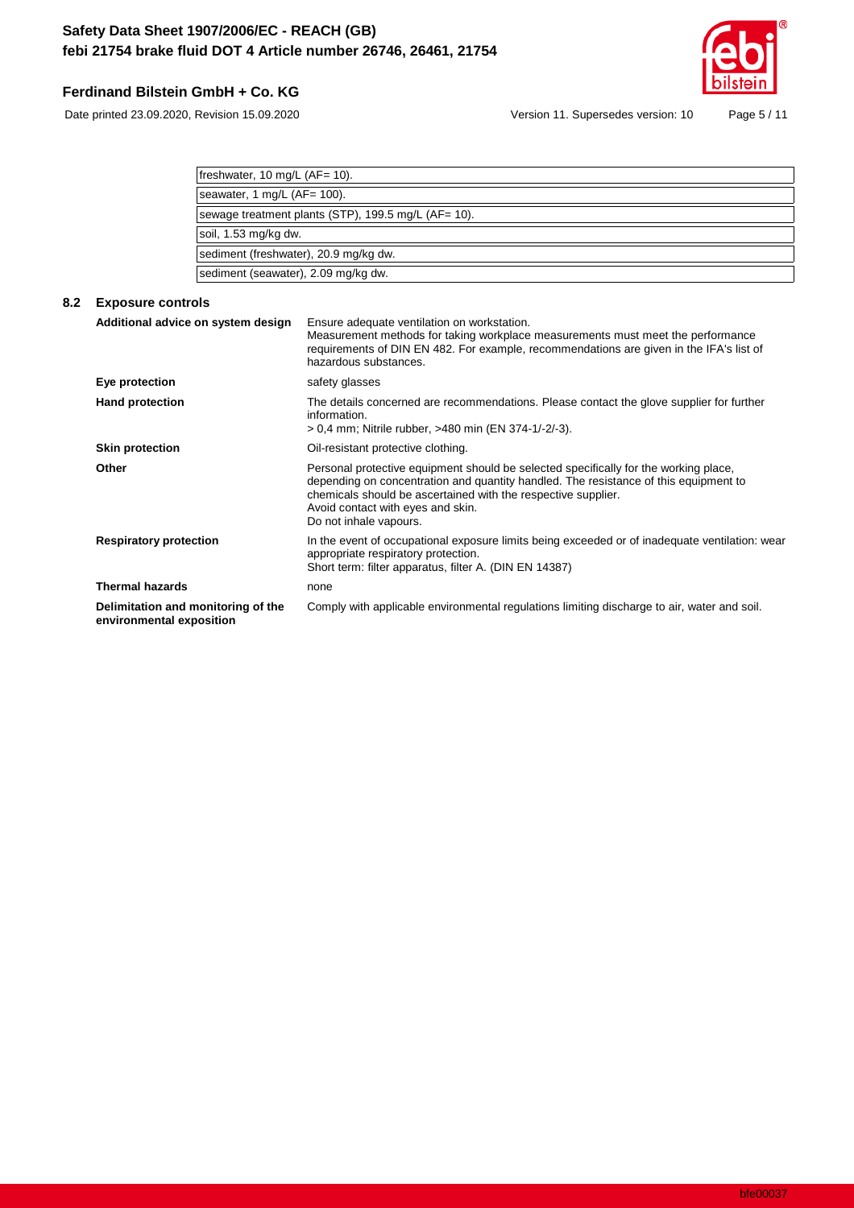| |
|---|
| freshwater, 10 mg/L (AF= 10). |
| seawater, 1 mg/L (AF= 100). |
| sewage treatment plants (STP), 199.5 mg/L (AF= 10). |
| soil, 1.53 mg/kg dw. |
| sediment (freshwater), 20.9 mg/kg dw. |
| sediment (seawater), 2.09 mg/kg dw. |

## 8.2 Exposure controls

**Additional advice on system design**
Ensure adequate ventilation on workstation.
Measurement methods for taking workplace measurements must meet the performance requirements of DIN EN 482. For example, recommendations are given in the IFA's list of hazardous substances.

**Eye protection**
safety glasses

**Hand protection**
The details concerned are recommendations. Please contact the glove supplier for further information.
> 0,4 mm; Nitrile rubber, >480 min (EN 374-1/-2/-3).

**Skin protection**
Oil-resistant protective clothing.

**Other**
Personal protective equipment should be selected specifically for the working place, depending on concentration and quantity handled. The resistance of this equipment to chemicals should be ascertained with the respective supplier.
Avoid contact with eyes and skin.
Do not inhale vapours.

**Respiratory protection**
In the event of occupational exposure limits being exceeded or of inadequate ventilation: wear appropriate respiratory protection.
Short term: filter apparatus, filter A. (DIN EN 14387)

**Thermal hazards**
none

**Delimitation and monitoring of the environmental exposition**
Comply with applicable environmental regulations limiting discharge to air, water and soil.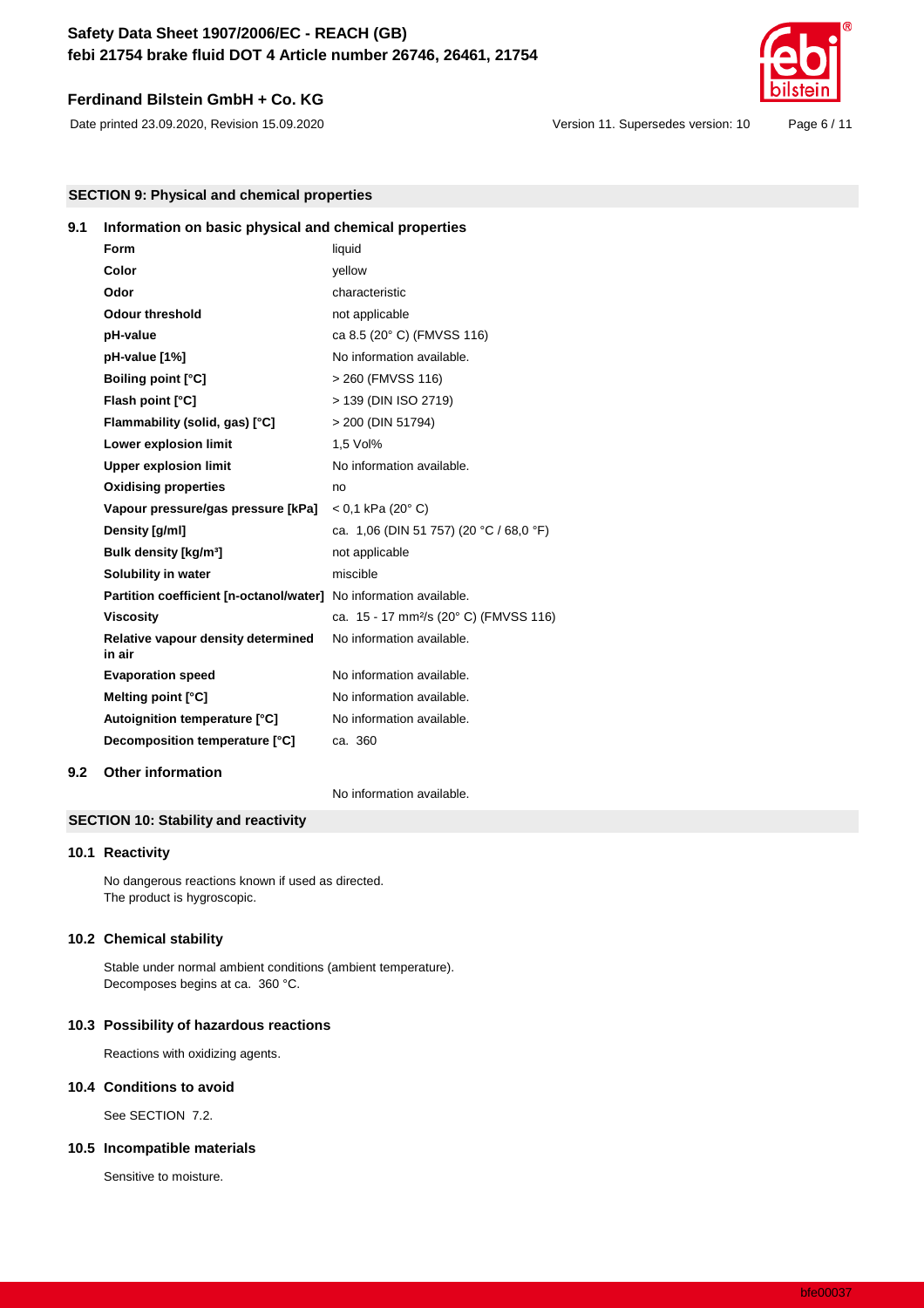## SECTION 9: Physical and chemical properties

### 9.1 Information on basic physical and chemical properties

| Property | Value |
|---|---|
| **Form** | liquid |
| **Color** | yellow |
| **Odor** | characteristic |
| **Odour threshold** | not applicable |
| **pH-value** | ca 8.5 (20° C) (FMVSS 116) |
| **pH-value [1%]** | No information available. |
| **Boiling point [°C]** | > 260 (FMVSS 116) |
| **Flash point [°C]** | > 139 (DIN ISO 2719) |
| **Flammability (solid, gas) [°C]** | > 200 (DIN 51794) |
| **Lower explosion limit** | 1,5 Vol% |
| **Upper explosion limit** | No information available. |
| **Oxidising properties** | no |
| **Vapour pressure/gas pressure [kPa]** | < 0,1 kPa (20° C) |
| **Density [g/ml]** | ca. 1,06 (DIN 51 757) (20 °C / 68,0 °F) |
| **Bulk density [kg/m³]** | not applicable |
| **Solubility in water** | miscible |
| **Partition coefficient [n-octanol/water]** | No information available. |
| **Viscosity** | ca. 15 - 17 mm²/s (20° C) (FMVSS 116) |
| **Relative vapour density determined in air** | No information available. |
| **Evaporation speed** | No information available. |
| **Melting point [°C]** | No information available. |
| **Autoignition temperature [°C]** | No information available. |
| **Decomposition temperature [°C]** | ca. 360 |

### 9.2 Other information

No information available.

## SECTION 10: Stability and reactivity

### 10.1 Reactivity

No dangerous reactions known if used as directed.
The product is hygroscopic.

### 10.2 Chemical stability

Stable under normal ambient conditions (ambient temperature).
Decomposes begins at ca. 360 °C.

### 10.3 Possibility of hazardous reactions

Reactions with oxidizing agents.

### 10.4 Conditions to avoid

See SECTION 7.2.

### 10.5 Incompatible materials

Sensitive to moisture.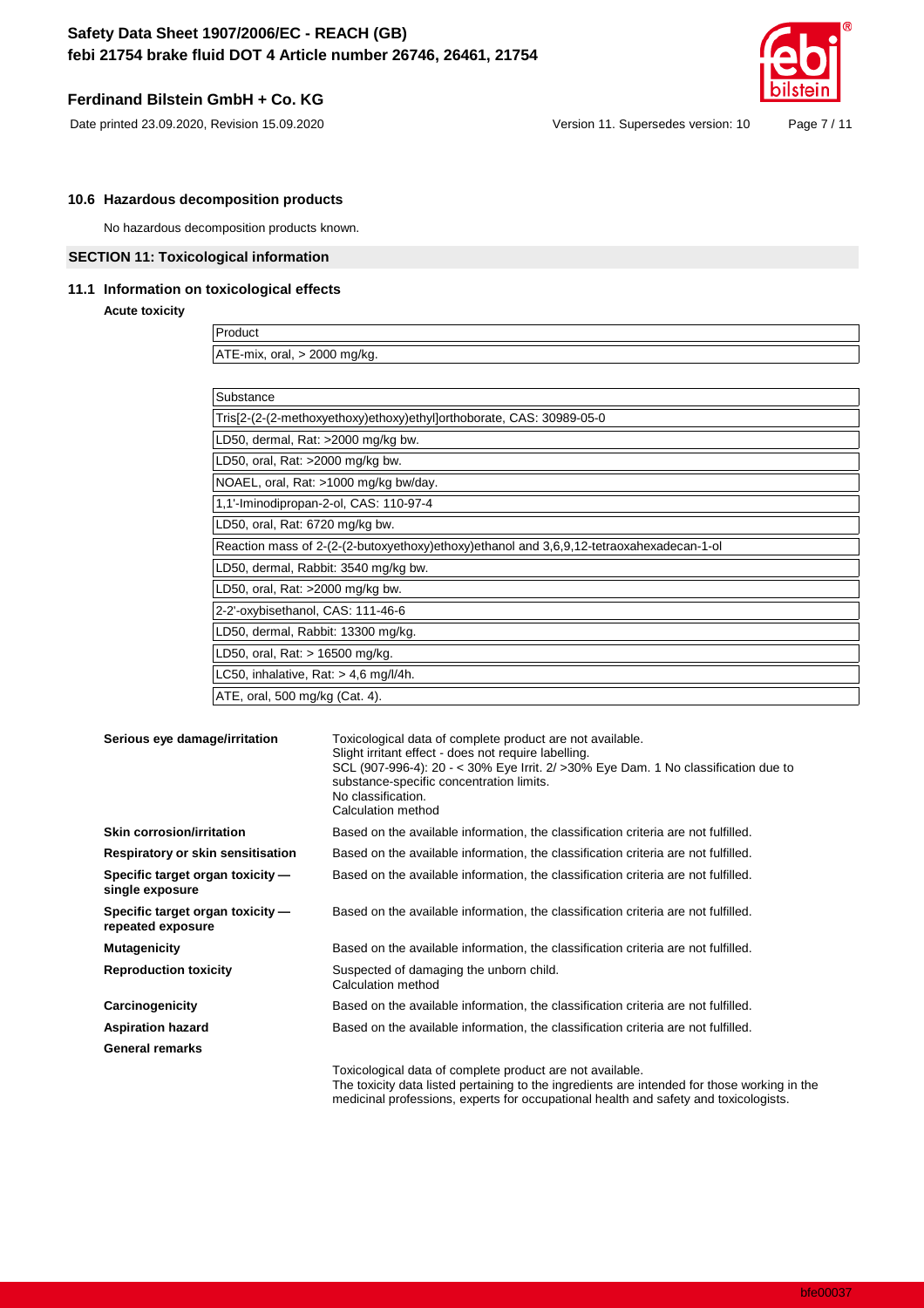### 10.6 Hazardous decomposition products

No hazardous decomposition products known.

## SECTION 11: Toxicological information

### 11.1 Information on toxicological effects

**Acute toxicity**

| Product |
|---|
| ATE-mix, oral, > 2000 mg/kg. |

| Substance |
|---|
| Tris[2-(2-(2-methoxyethoxy)ethoxy)ethyl]orthoborate, CAS: 30989-05-0 |
| LD50, dermal, Rat: >2000 mg/kg bw. |
| LD50, oral, Rat: >2000 mg/kg bw. |
| NOAEL, oral, Rat: >1000 mg/kg bw/day. |
| 1,1'-Iminodipropan-2-ol, CAS: 110-97-4 |
| LD50, oral, Rat: 6720 mg/kg bw. |
| Reaction mass of 2-(2-(2-butoxyethoxy)ethoxy)ethanol and 3,6,9,12-tetraoxahexadecan-1-ol |
| LD50, dermal, Rabbit: 3540 mg/kg bw. |
| LD50, oral, Rat: >2000 mg/kg bw. |
| 2-2'-oxybisethanol, CAS: 111-46-6 |
| LD50, dermal, Rabbit: 13300 mg/kg. |
| LD50, oral, Rat: > 16500 mg/kg. |
| LC50, inhalative, Rat: > 4,6 mg/l/4h. |
| ATE, oral, 500 mg/kg (Cat. 4). |

| | |
|---|---|
| **Serious eye damage/irritation** | Toxicological data of complete product are not available.<br>Slight irritant effect - does not require labelling.<br>SCL (907-996-4): 20 - < 30% Eye Irrit. 2/ >30% Eye Dam. 1 No classification due to substance-specific concentration limits.<br>No classification.<br>Calculation method |
| **Skin corrosion/irritation** | Based on the available information, the classification criteria are not fulfilled. |
| **Respiratory or skin sensitisation** | Based on the available information, the classification criteria are not fulfilled. |
| **Specific target organ toxicity — single exposure** | Based on the available information, the classification criteria are not fulfilled. |
| **Specific target organ toxicity — repeated exposure** | Based on the available information, the classification criteria are not fulfilled. |
| **Mutagenicity** | Based on the available information, the classification criteria are not fulfilled. |
| **Reproduction toxicity** | Suspected of damaging the unborn child.<br>Calculation method |
| **Carcinogenicity** | Based on the available information, the classification criteria are not fulfilled. |
| **Aspiration hazard** | Based on the available information, the classification criteria are not fulfilled. |

**General remarks**

Toxicological data of complete product are not available.
The toxicity data listed pertaining to the ingredients are intended for those working in the medicinal professions, experts for occupational health and safety and toxicologists.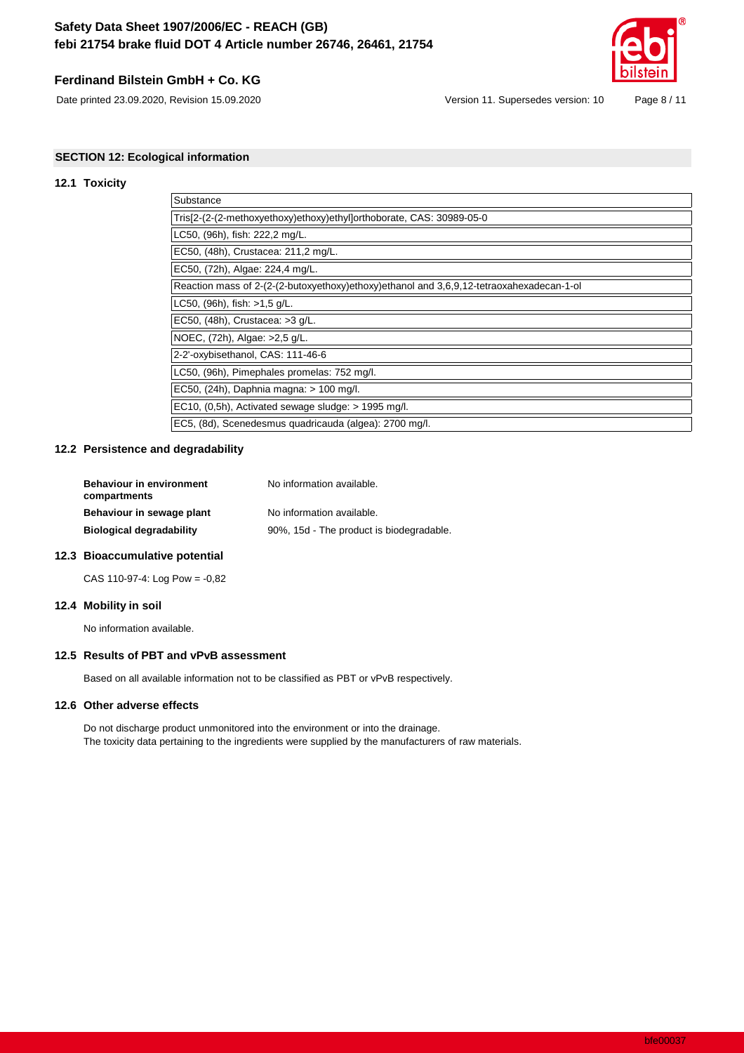## SECTION 12: Ecological information

### 12.1 Toxicity

| Substance |
|---|
| Tris[2-(2-(2-methoxyethoxy)ethoxy)ethyl]orthoborate, CAS: 30989-05-0 |
| LC50, (96h), fish: 222,2 mg/L. |
| EC50, (48h), Crustacea: 211,2 mg/L. |
| EC50, (72h), Algae: 224,4 mg/L. |
| Reaction mass of 2-(2-(2-butoxyethoxy)ethoxy)ethanol and 3,6,9,12-tetraoxahexadecan-1-ol |
| LC50, (96h), fish: >1,5 g/L. |
| EC50, (48h), Crustacea: >3 g/L. |
| NOEC, (72h), Algae: >2,5 g/L. |
| 2-2'-oxybisethanol, CAS: 111-46-6 |
| LC50, (96h), Pimephales promelas: 752 mg/l. |
| EC50, (24h), Daphnia magna: > 100 mg/l. |
| EC10, (0,5h), Activated sewage sludge: > 1995 mg/l. |
| EC5, (8d), Scenedesmus quadricauda (algea): 2700 mg/l. |

### 12.2 Persistence and degradability

**Behaviour in environment compartments** No information available.

**Behaviour in sewage plant** No information available.

**Biological degradability** 90%, 15d - The product is biodegradable.

### 12.3 Bioaccumulative potential

CAS 110-97-4: Log Pow = -0,82

### 12.4 Mobility in soil

No information available.

### 12.5 Results of PBT and vPvB assessment

Based on all available information not to be classified as PBT or vPvB respectively.

### 12.6 Other adverse effects

Do not discharge product unmonitored into the environment or into the drainage.
The toxicity data pertaining to the ingredients were supplied by the manufacturers of raw materials.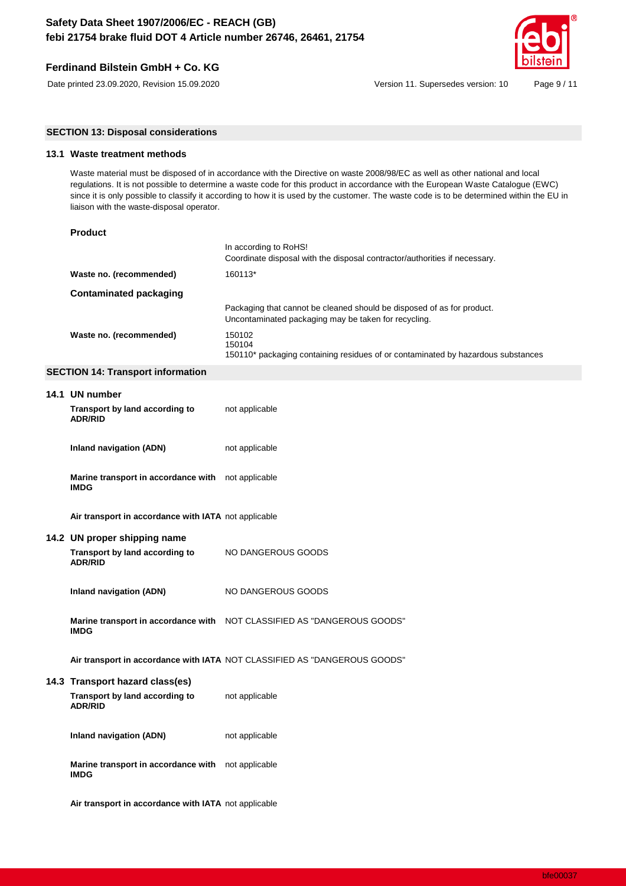## SECTION 13: Disposal considerations

### 13.1 Waste treatment methods

Waste material must be disposed of in accordance with the Directive on waste 2008/98/EC as well as other national and local regulations. It is not possible to determine a waste code for this product in accordance with the European Waste Catalogue (EWC) since it is only possible to classify it according to how it is used by the customer. The waste code is to be determined within the EU in liaison with the waste-disposal operator.

**Product**

| | |
|---|---|
| | In according to RoHS!<br>Coordinate disposal with the disposal contractor/authorities if necessary. |
| **Waste no. (recommended)** | 160113* |

**Contaminated packaging**

| | |
|---|---|
| | Packaging that cannot be cleaned should be disposed of as for product.<br>Uncontaminated packaging may be taken for recycling. |
| **Waste no. (recommended)** | 150102<br>150104<br>150110* packaging containing residues of or contaminated by hazardous substances |

## SECTION 14: Transport information

### 14.1 UN number

| | |
|---|---|
| **Transport by land according to ADR/RID** | not applicable |
| **Inland navigation (ADN)** | not applicable |
| **Marine transport in accordance with IMDG** | not applicable |
| **Air transport in accordance with IATA** | not applicable |

### 14.2 UN proper shipping name

| | |
|---|---|
| **Transport by land according to ADR/RID** | NO DANGEROUS GOODS |
| **Inland navigation (ADN)** | NO DANGEROUS GOODS |
| **Marine transport in accordance with IMDG** | NOT CLASSIFIED AS "DANGEROUS GOODS" |
| **Air transport in accordance with IATA** | NOT CLASSIFIED AS "DANGEROUS GOODS" |

### 14.3 Transport hazard class(es)

| | |
|---|---|
| **Transport by land according to ADR/RID** | not applicable |
| **Inland navigation (ADN)** | not applicable |
| **Marine transport in accordance with IMDG** | not applicable |
| **Air transport in accordance with IATA** | not applicable |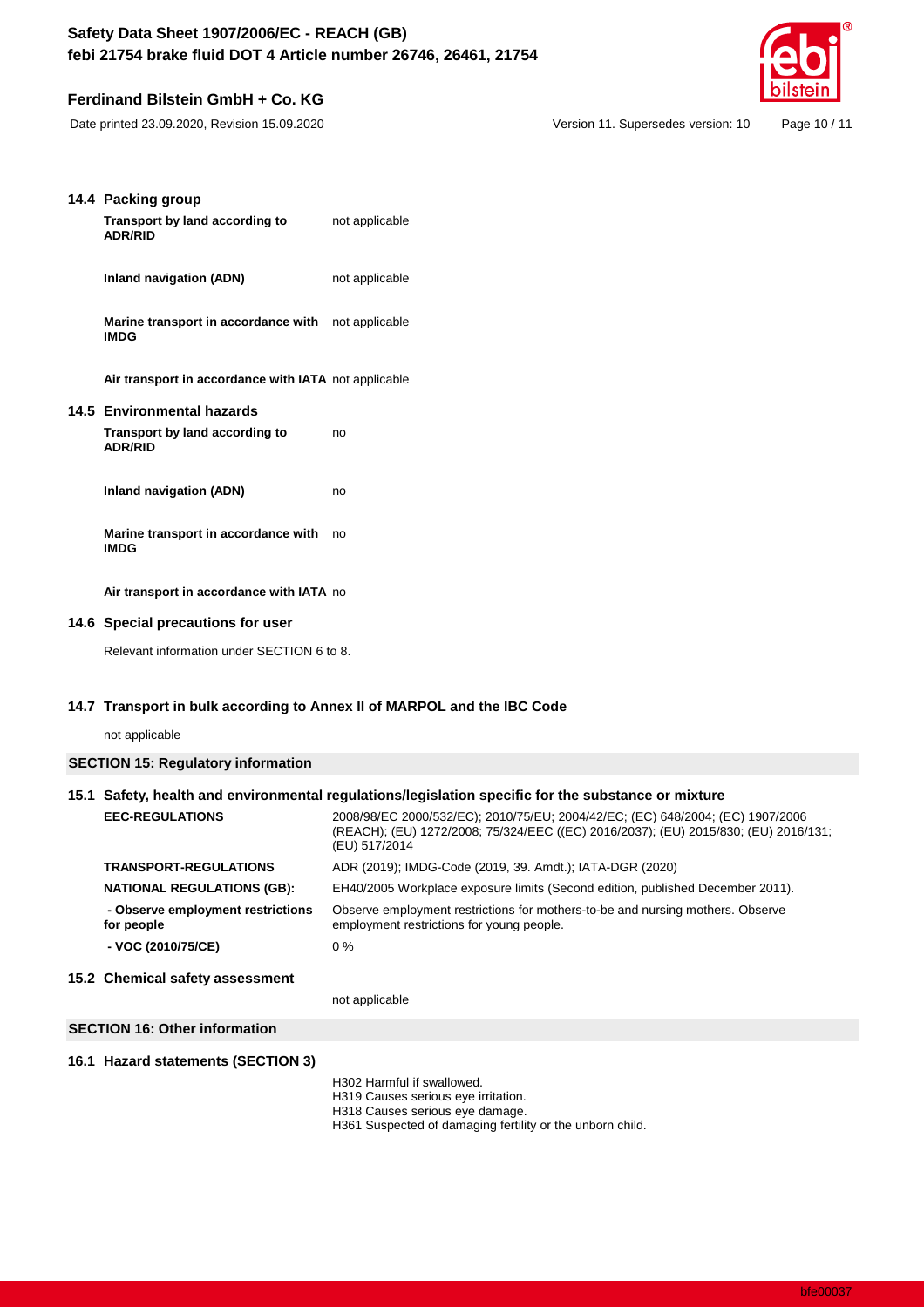### 14.4 Packing group

| | |
|---|---|
| **Transport by land according to ADR/RID** | not applicable |
| **Inland navigation (ADN)** | not applicable |
| **Marine transport in accordance with IMDG** | not applicable |
| **Air transport in accordance with IATA** | not applicable |

### 14.5 Environmental hazards

| | |
|---|---|
| **Transport by land according to ADR/RID** | no |
| **Inland navigation (ADN)** | no |
| **Marine transport in accordance with IMDG** | no |
| **Air transport in accordance with IATA** | no |

### 14.6 Special precautions for user

Relevant information under SECTION 6 to 8.

### 14.7 Transport in bulk according to Annex II of MARPOL and the IBC Code

not applicable

## SECTION 15: Regulatory information

### 15.1 Safety, health and environmental regulations/legislation specific for the substance or mixture

| | |
|---|---|
| **EEC-REGULATIONS** | 2008/98/EC 2000/532/EC); 2010/75/EU; 2004/42/EC; (EC) 648/2004; (EC) 1907/2006 (REACH); (EU) 1272/2008; 75/324/EEC ((EC) 2016/2037); (EU) 2015/830; (EU) 2016/131; (EU) 517/2014 |
| **TRANSPORT-REGULATIONS** | ADR (2019); IMDG-Code (2019, 39. Amdt.); IATA-DGR (2020) |
| **NATIONAL REGULATIONS (GB):** | EH40/2005 Workplace exposure limits (Second edition, published December 2011). |
| **- Observe employment restrictions for people** | Observe employment restrictions for mothers-to-be and nursing mothers. Observe employment restrictions for young people. |
| **- VOC (2010/75/CE)** | 0 % |

### 15.2 Chemical safety assessment

not applicable

## SECTION 16: Other information

### 16.1 Hazard statements (SECTION 3)

H302 Harmful if swallowed.
H319 Causes serious eye irritation.
H318 Causes serious eye damage.
H361 Suspected of damaging fertility or the unborn child.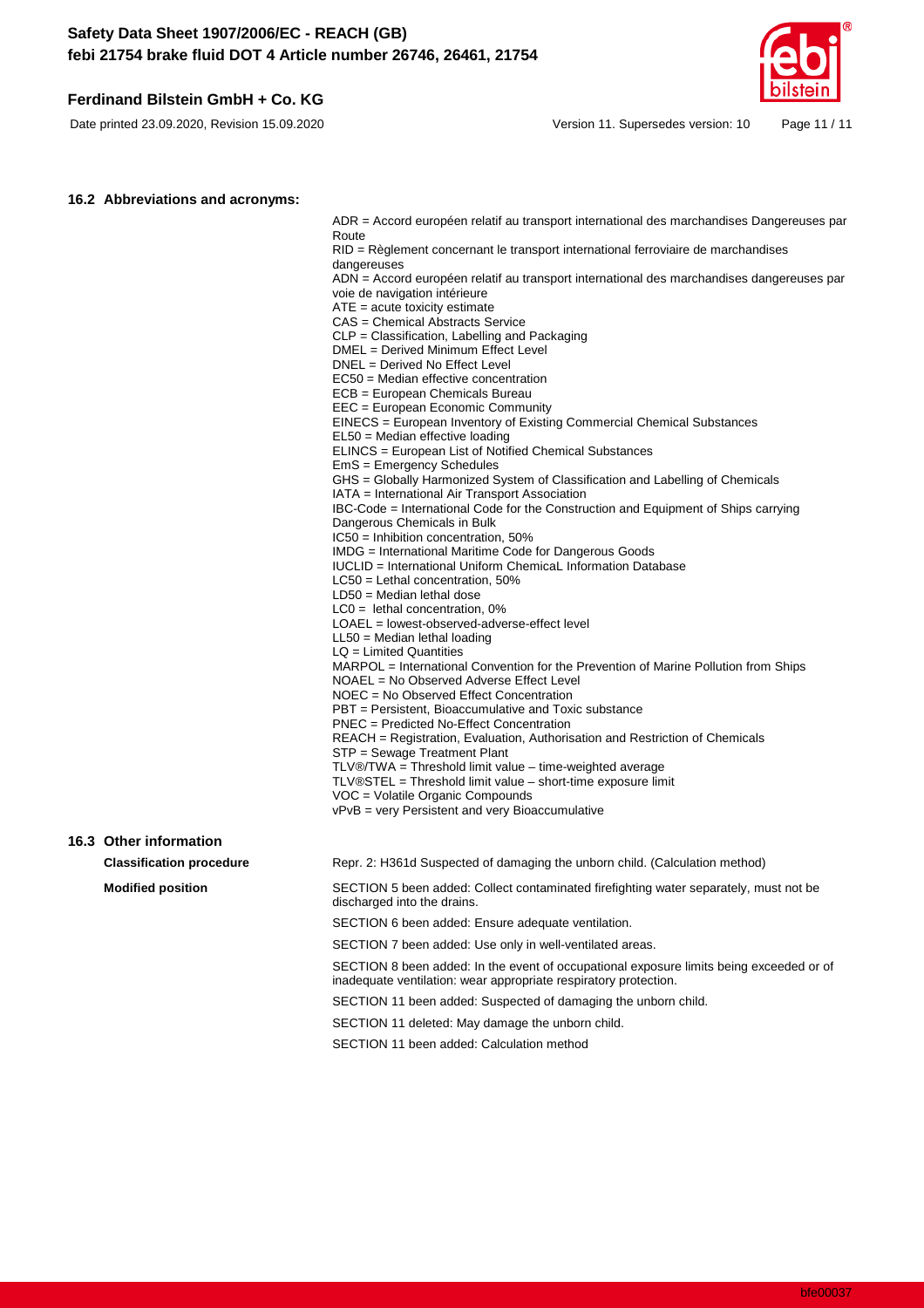## 16.2 Abbreviations and acronyms:

ADR = Accord européen relatif au transport international des marchandises Dangereuses par Route
RID = Règlement concernant le transport international ferroviaire de marchandises dangereuses
ADN = Accord européen relatif au transport international des marchandises dangereuses par voie de navigation intérieure
ATE = acute toxicity estimate
CAS = Chemical Abstracts Service
CLP = Classification, Labelling and Packaging
DMEL = Derived Minimum Effect Level
DNEL = Derived No Effect Level
EC50 = Median effective concentration
ECB = European Chemicals Bureau
EEC = European Economic Community
EINECS = European Inventory of Existing Commercial Chemical Substances
EL50 = Median effective loading
ELINCS = European List of Notified Chemical Substances
EmS = Emergency Schedules
GHS = Globally Harmonized System of Classification and Labelling of Chemicals
IATA = International Air Transport Association
IBC-Code = International Code for the Construction and Equipment of Ships carrying Dangerous Chemicals in Bulk
IC50 = Inhibition concentration, 50%
IMDG = International Maritime Code for Dangerous Goods
IUCLID = International Uniform ChemicaL Information Database
LC50 = Lethal concentration, 50%
LD50 = Median lethal dose
LC0 = lethal concentration, 0%
LOAEL = lowest-observed-adverse-effect level
LL50 = Median lethal loading
LQ = Limited Quantities
MARPOL = International Convention for the Prevention of Marine Pollution from Ships
NOAEL = No Observed Adverse Effect Level
NOEC = No Observed Effect Concentration
PBT = Persistent, Bioaccumulative and Toxic substance
PNEC = Predicted No-Effect Concentration
REACH = Registration, Evaluation, Authorisation and Restriction of Chemicals
STP = Sewage Treatment Plant
TLV®/TWA = Threshold limit value – time-weighted average
TLV®STEL = Threshold limit value – short-time exposure limit
VOC = Volatile Organic Compounds
vPvB = very Persistent and very Bioaccumulative

## 16.3 Other information

**Classification procedure**

Repr. 2: H361d Suspected of damaging the unborn child. (Calculation method)

**Modified position**

SECTION 5 been added: Collect contaminated firefighting water separately, must not be discharged into the drains.

SECTION 6 been added: Ensure adequate ventilation.

SECTION 7 been added: Use only in well-ventilated areas.

SECTION 8 been added: In the event of occupational exposure limits being exceeded or of inadequate ventilation: wear appropriate respiratory protection.

SECTION 11 been added: Suspected of damaging the unborn child.

SECTION 11 deleted: May damage the unborn child.

SECTION 11 been added: Calculation method